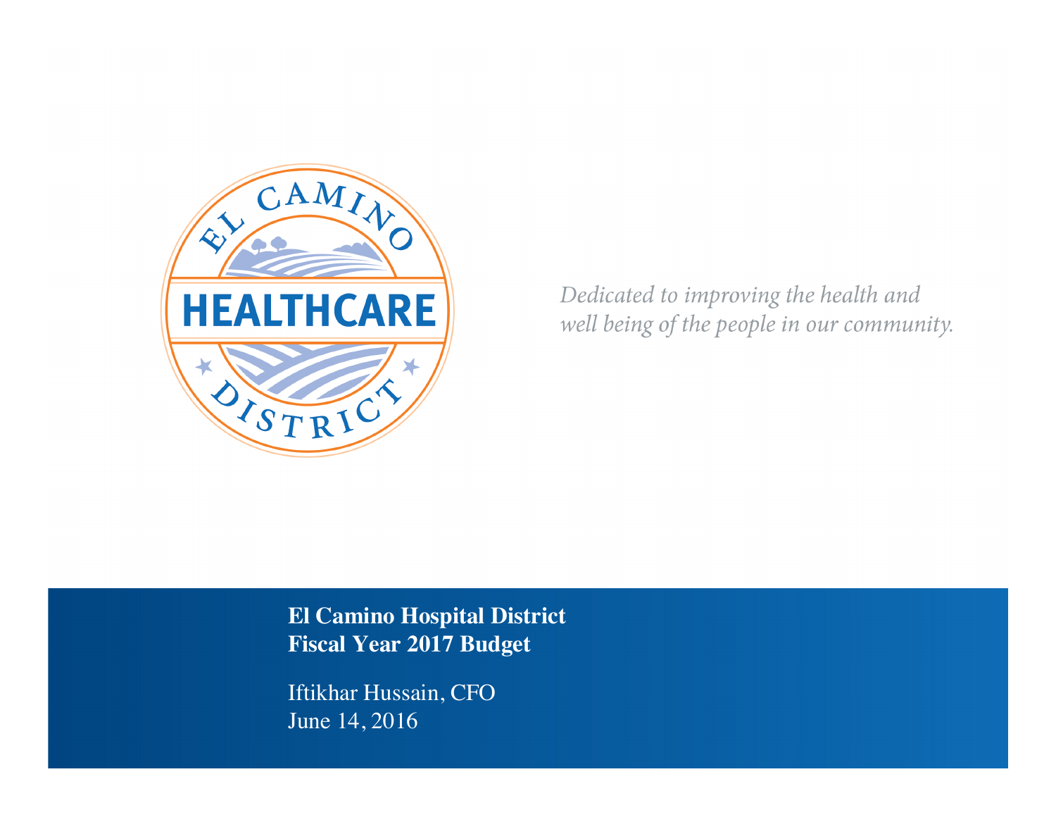EL CAMINO HEALTHCARE DISTRICT

*Dedicated to improving the health and well being of the people in our community.*

# El Camino Hospital District
# Fiscal Year 2017 Budget

Iftikhar Hussain, CFO

June 14, 2016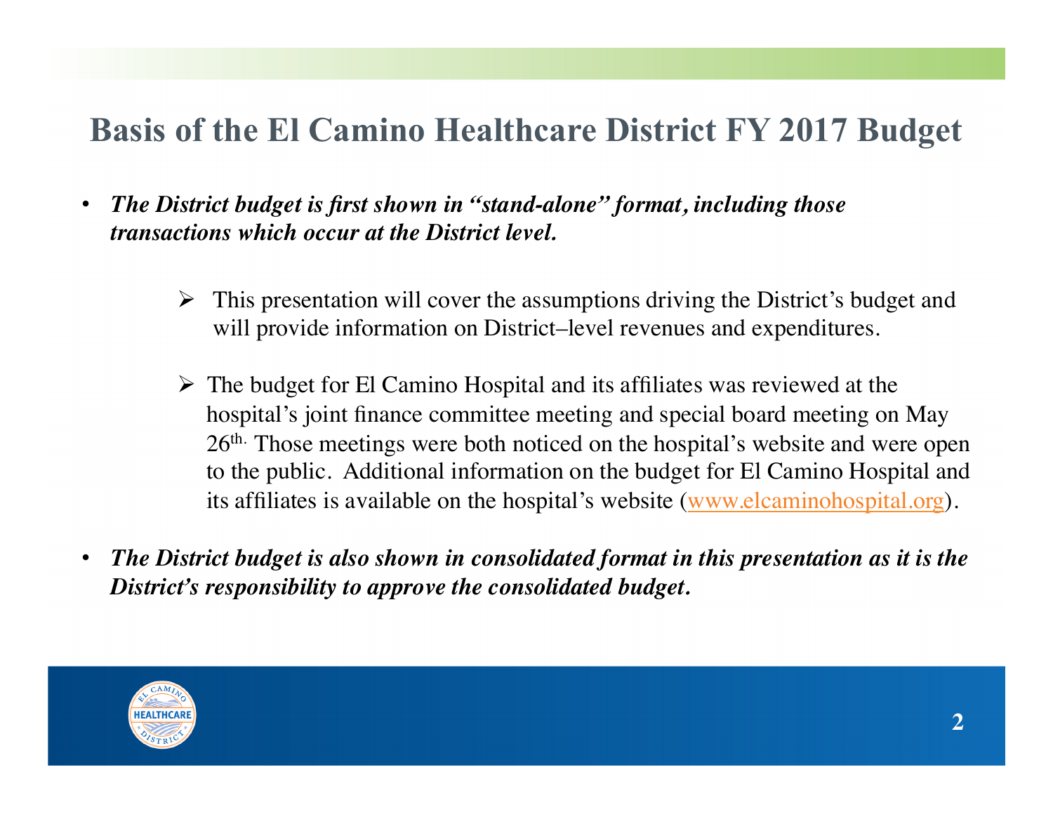# Basis of the El Camino Healthcare District FY 2017 Budget

- ***The District budget is first shown in "stand-alone" format, including those transactions which occur at the District level.***

  - This presentation will cover the assumptions driving the District's budget and will provide information on District–level revenues and expenditures.

  - The budget for El Camino Hospital and its affiliates was reviewed at the hospital's joint finance committee meeting and special board meeting on May 26th. Those meetings were both noticed on the hospital's website and were open to the public. Additional information on the budget for El Camino Hospital and its affiliates is available on the hospital's website (www.elcaminohospital.org).

- ***The District budget is also shown in consolidated format in this presentation as it is the District's responsibility to approve the consolidated budget.***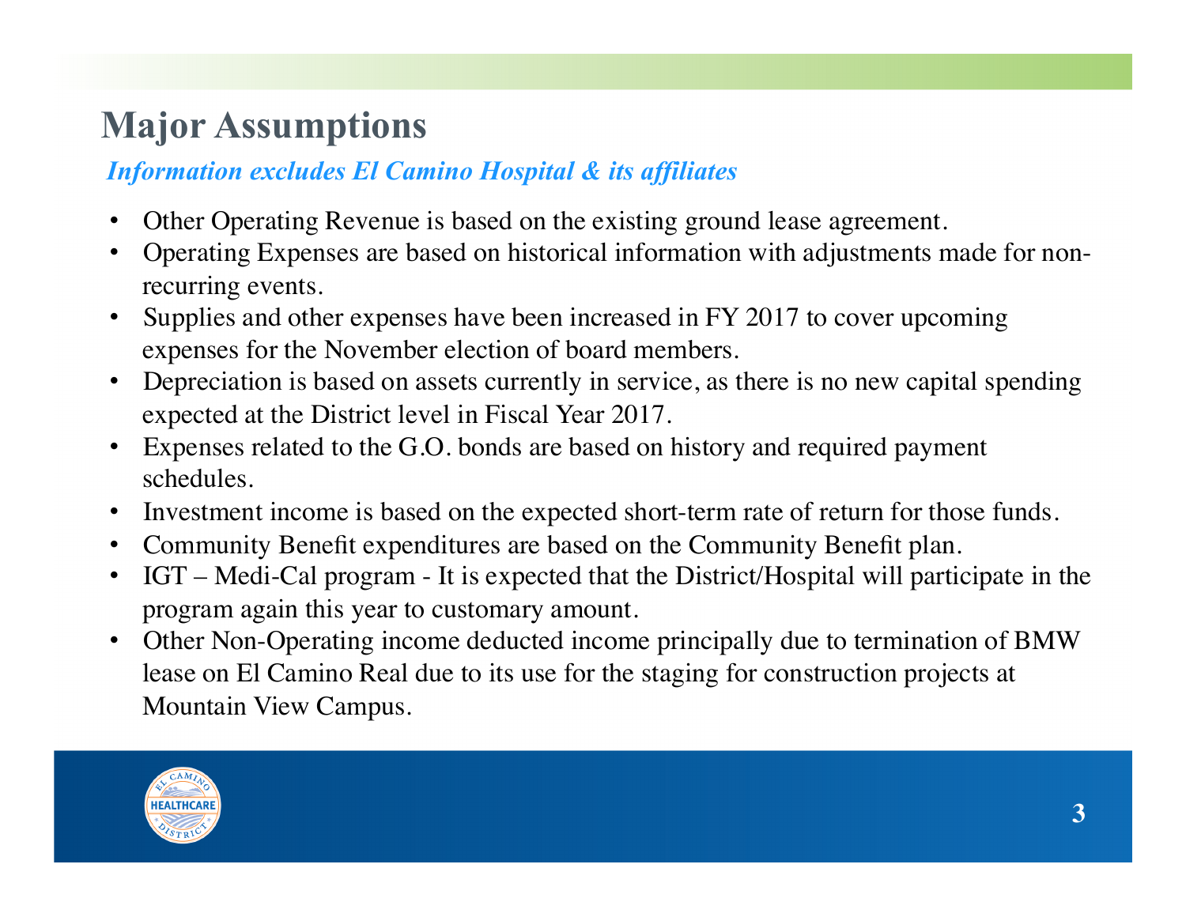# Major Assumptions

*Information excludes El Camino Hospital & its affiliates*

- Other Operating Revenue is based on the existing ground lease agreement.
- Operating Expenses are based on historical information with adjustments made for non-recurring events.
- Supplies and other expenses have been increased in FY 2017 to cover upcoming expenses for the November election of board members.
- Depreciation is based on assets currently in service, as there is no new capital spending expected at the District level in Fiscal Year 2017.
- Expenses related to the G.O. bonds are based on history and required payment schedules.
- Investment income is based on the expected short-term rate of return for those funds.
- Community Benefit expenditures are based on the Community Benefit plan.
- IGT – Medi-Cal program - It is expected that the District/Hospital will participate in the program again this year to customary amount.
- Other Non-Operating income deducted income principally due to termination of BMW lease on El Camino Real due to its use for the staging for construction projects at Mountain View Campus.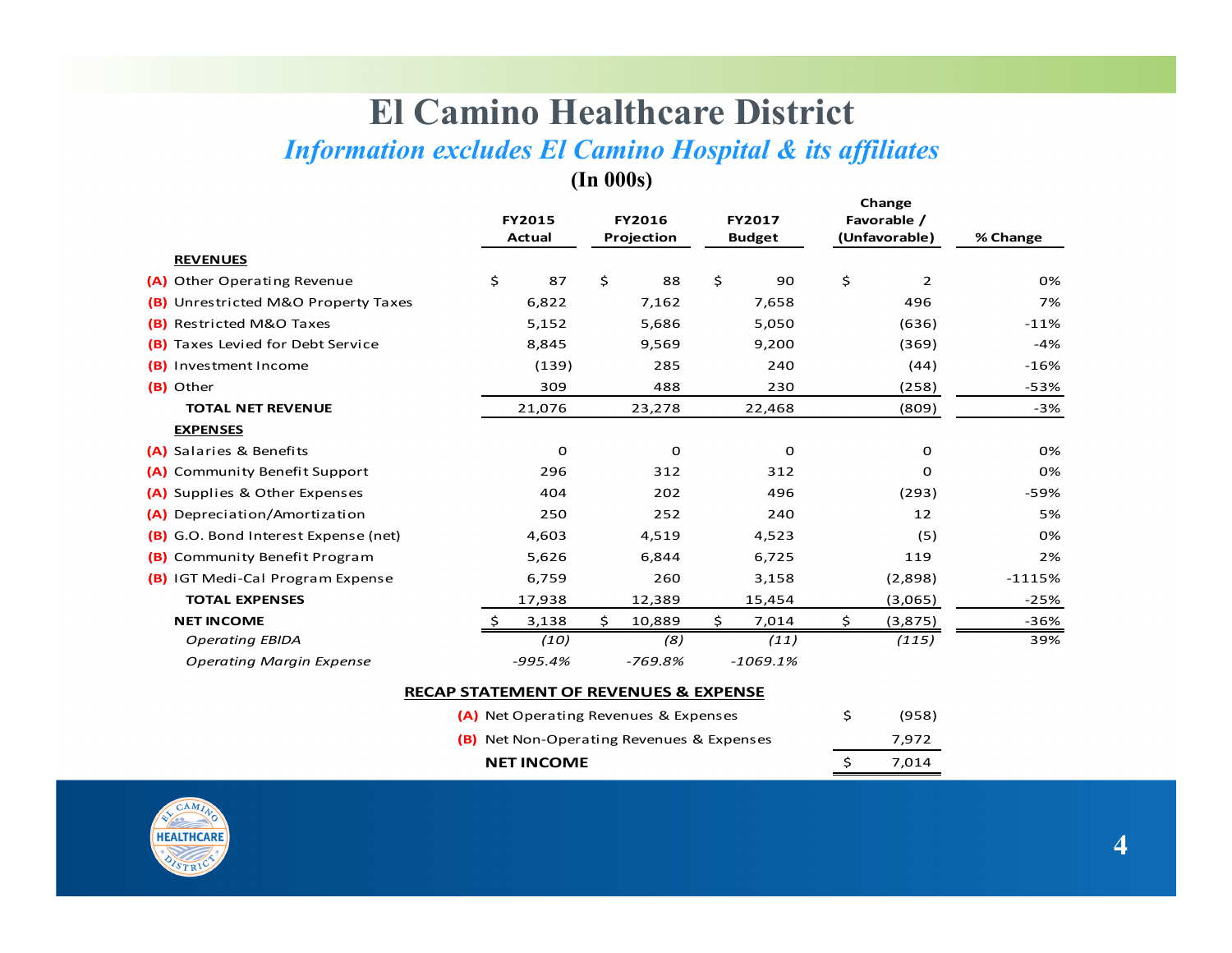# El Camino Healthcare District

## *Information excludes El Camino Hospital & its affiliates*

**(In 000s)**

| | FY2015 Actual | FY2016 Projection | FY2017 Budget | Change Favorable / (Unfavorable) | % Change |
|---|---|---|---|---|---|
| **REVENUES** | | | | | |
| (A) Other Operating Revenue | $ 87 | $ 88 | $ 90 | $ 2 | 0% |
| (B) Unrestricted M&O Property Taxes | 6,822 | 7,162 | 7,658 | 496 | 7% |
| (B) Restricted M&O Taxes | 5,152 | 5,686 | 5,050 | (636) | -11% |
| (B) Taxes Levied for Debt Service | 8,845 | 9,569 | 9,200 | (369) | -4% |
| (B) Investment Income | (139) | 285 | 240 | (44) | -16% |
| (B) Other | 309 | 488 | 230 | (258) | -53% |
| **TOTAL NET REVENUE** | 21,076 | 23,278 | 22,468 | (809) | -3% |
| **EXPENSES** | | | | | |
| (A) Salaries & Benefits | 0 | 0 | 0 | 0 | 0% |
| (A) Community Benefit Support | 296 | 312 | 312 | 0 | 0% |
| (A) Supplies & Other Expenses | 404 | 202 | 496 | (293) | -59% |
| (A) Depreciation/Amortization | 250 | 252 | 240 | 12 | 5% |
| (B) G.O. Bond Interest Expense (net) | 4,603 | 4,519 | 4,523 | (5) | 0% |
| (B) Community Benefit Program | 5,626 | 6,844 | 6,725 | 119 | 2% |
| (B) IGT Medi-Cal Program Expense | 6,759 | 260 | 3,158 | (2,898) | -1115% |
| **TOTAL EXPENSES** | 17,938 | 12,389 | 15,454 | (3,065) | -25% |
| **NET INCOME** | $ 3,138 | $ 10,889 | $ 7,014 | $ (3,875) | -36% |
| *Operating EBIDA* | *(10)* | *(8)* | *(11)* | *(115)* | 39% |
| *Operating Margin Expense* | *-995.4%* | *-769.8%* | *-1069.1%* | | |

**RECAP STATEMENT OF REVENUES & EXPENSE**

| | |
|---|---|
| (A) Net Operating Revenues & Expenses | $ (958) |
| (B) Net Non-Operating Revenues & Expenses | 7,972 |
| **NET INCOME** | $ 7,014 |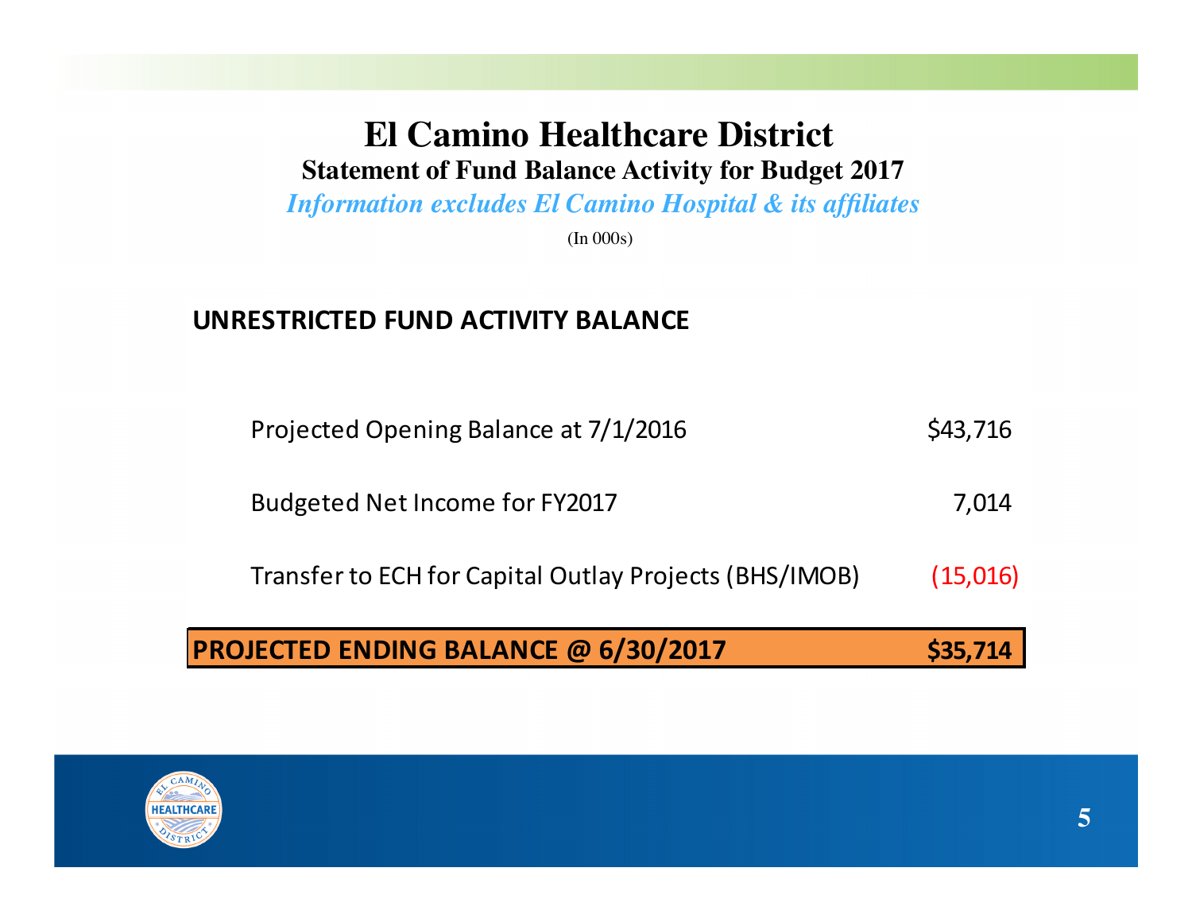# El Camino Healthcare District

## Statement of Fund Balance Activity for Budget 2017

*Information excludes El Camino Hospital & its affiliates*

(In 000s)

### UNRESTRICTED FUND ACTIVITY BALANCE

| | |
|---|---|
| Projected Opening Balance at 7/1/2016 | $43,716 |
| Budgeted Net Income for FY2017 | 7,014 |
| Transfer to ECH for Capital Outlay Projects (BHS/IMOB) | (15,016) |
| **PROJECTED ENDING BALANCE @ 6/30/2017** | **$35,714** |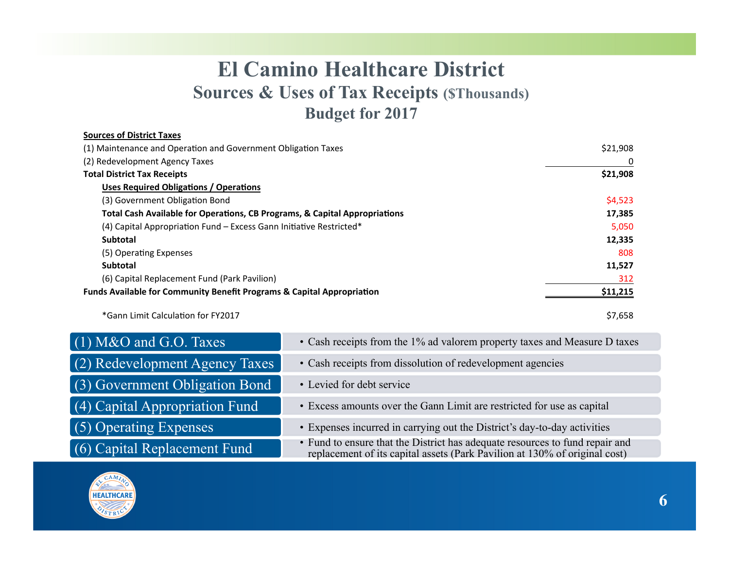# El Camino Healthcare District

## Sources & Uses of Tax Receipts ($Thousands)

### Budget for 2017

| Sources of District Taxes | |
|---|---|
| (1) Maintenance and Operation and Government Obligation Taxes | $21,908 |
| (2) Redevelopment Agency Taxes | 0 |
| **Total District Tax Receipts** | **$21,908** |
| **Uses Required Obligations / Operations** | |
| (3) Government Obligation Bond | $4,523 |
| **Total Cash Available for Operations, CB Programs, & Capital Appropriations** | **17,385** |
| (4) Capital Appropriation Fund – Excess Gann Initiative Restricted* | 5,050 |
| **Subtotal** | **12,335** |
| (5) Operating Expenses | 808 |
| **Subtotal** | **11,527** |
| (6) Capital Replacement Fund (Park Pavilion) | 312 |
| **Funds Available for Community Benefit Programs & Capital Appropriation** | **$11,215** |
| *Gann Limit Calculation for FY2017 | $7,658 |

| Item | Description |
|---|---|
| (1) M&O and G.O. Taxes | Cash receipts from the 1% ad valorem property taxes and Measure D taxes |
| (2) Redevelopment Agency Taxes | Cash receipts from dissolution of redevelopment agencies |
| (3) Government Obligation Bond | Levied for debt service |
| (4) Capital Appropriation Fund | Excess amounts over the Gann Limit are restricted for use as capital |
| (5) Operating Expenses | Expenses incurred in carrying out the District's day-to-day activities |
| (6) Capital Replacement Fund | Fund to ensure that the District has adequate resources to fund repair and replacement of its capital assets (Park Pavilion at 130% of original cost) |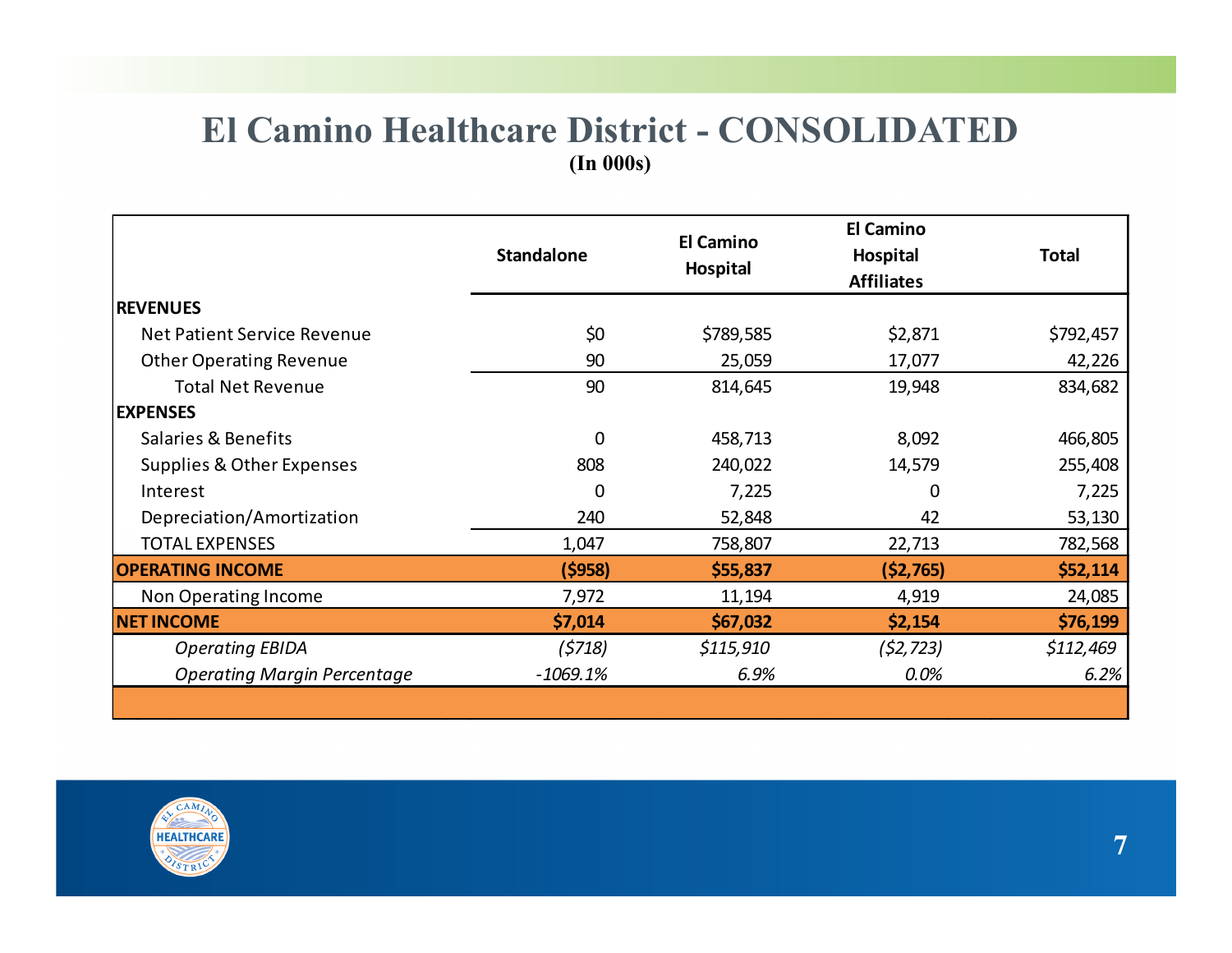# El Camino Healthcare District - CONSOLIDATED

**(In 000s)**

| | Standalone | El Camino Hospital | El Camino Hospital Affiliates | Total |
|---|---|---|---|---|
| **REVENUES** | | | | |
| Net Patient Service Revenue | $0 | $789,585 | $2,871 | $792,457 |
| Other Operating Revenue | 90 | 25,059 | 17,077 | 42,226 |
| Total Net Revenue | 90 | 814,645 | 19,948 | 834,682 |
| **EXPENSES** | | | | |
| Salaries & Benefits | 0 | 458,713 | 8,092 | 466,805 |
| Supplies & Other Expenses | 808 | 240,022 | 14,579 | 255,408 |
| Interest | 0 | 7,225 | 0 | 7,225 |
| Depreciation/Amortization | 240 | 52,848 | 42 | 53,130 |
| TOTAL EXPENSES | 1,047 | 758,807 | 22,713 | 782,568 |
| **OPERATING INCOME** | **($958)** | **$55,837** | **($2,765)** | **$52,114** |
| Non Operating Income | 7,972 | 11,194 | 4,919 | 24,085 |
| **NET INCOME** | **$7,014** | **$67,032** | **$2,154** | **$76,199** |
| *Operating EBIDA* | *($718)* | *$115,910* | *($2,723)* | *$112,469* |
| *Operating Margin Percentage* | *-1069.1%* | *6.9%* | *0.0%* | *6.2%* |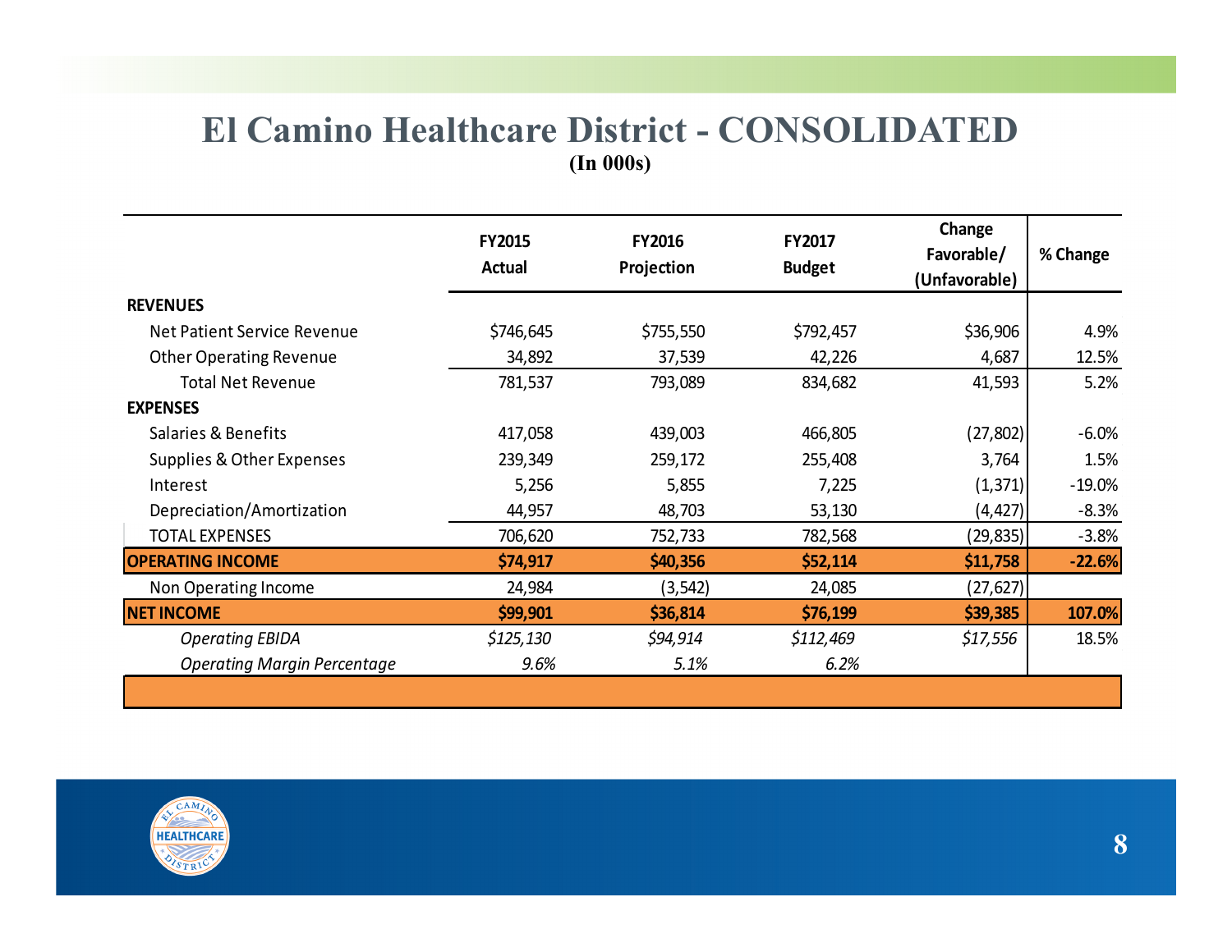# El Camino Healthcare District - CONSOLIDATED

**(In 000s)**

| | FY2015 Actual | FY2016 Projection | FY2017 Budget | Change Favorable/ (Unfavorable) | % Change |
|---|---|---|---|---|---|
| **REVENUES** | | | | | |
| Net Patient Service Revenue | $746,645 | $755,550 | $792,457 | $36,906 | 4.9% |
| Other Operating Revenue | 34,892 | 37,539 | 42,226 | 4,687 | 12.5% |
| Total Net Revenue | 781,537 | 793,089 | 834,682 | 41,593 | 5.2% |
| **EXPENSES** | | | | | |
| Salaries & Benefits | 417,058 | 439,003 | 466,805 | (27,802) | -6.0% |
| Supplies & Other Expenses | 239,349 | 259,172 | 255,408 | 3,764 | 1.5% |
| Interest | 5,256 | 5,855 | 7,225 | (1,371) | -19.0% |
| Depreciation/Amortization | 44,957 | 48,703 | 53,130 | (4,427) | -8.3% |
| TOTAL EXPENSES | 706,620 | 752,733 | 782,568 | (29,835) | -3.8% |
| **OPERATING INCOME** | **$74,917** | **$40,356** | **$52,114** | **$11,758** | **-22.6%** |
| Non Operating Income | 24,984 | (3,542) | 24,085 | (27,627) | |
| **NET INCOME** | **$99,901** | **$36,814** | **$76,199** | **$39,385** | **107.0%** |
| *Operating EBIDA* | *$125,130* | *$94,914* | *$112,469* | *$17,556* | 18.5% |
| *Operating Margin Percentage* | *9.6%* | *5.1%* | *6.2%* | | |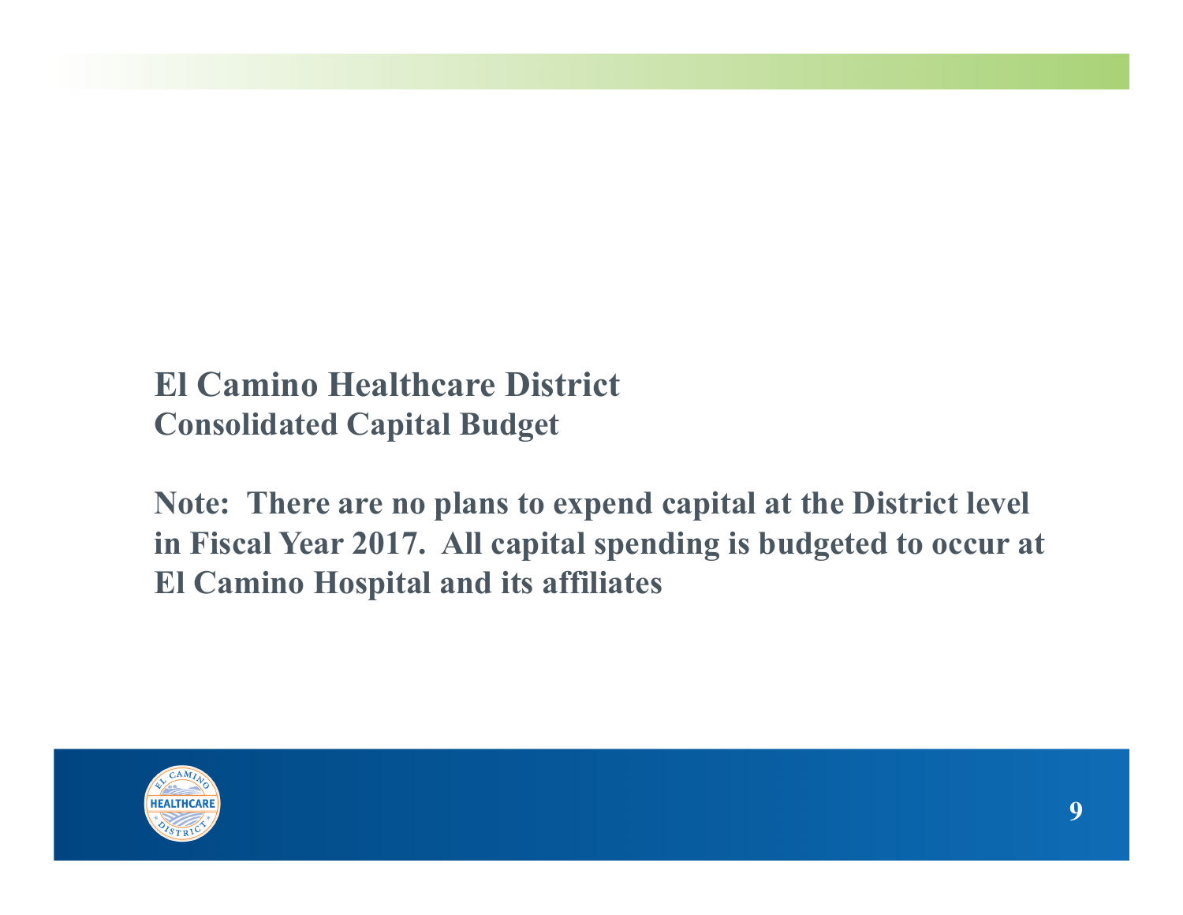## El Camino Healthcare District
### Consolidated Capital Budget

**Note: There are no plans to expend capital at the District level in Fiscal Year 2017. All capital spending is budgeted to occur at El Camino Hospital and its affiliates**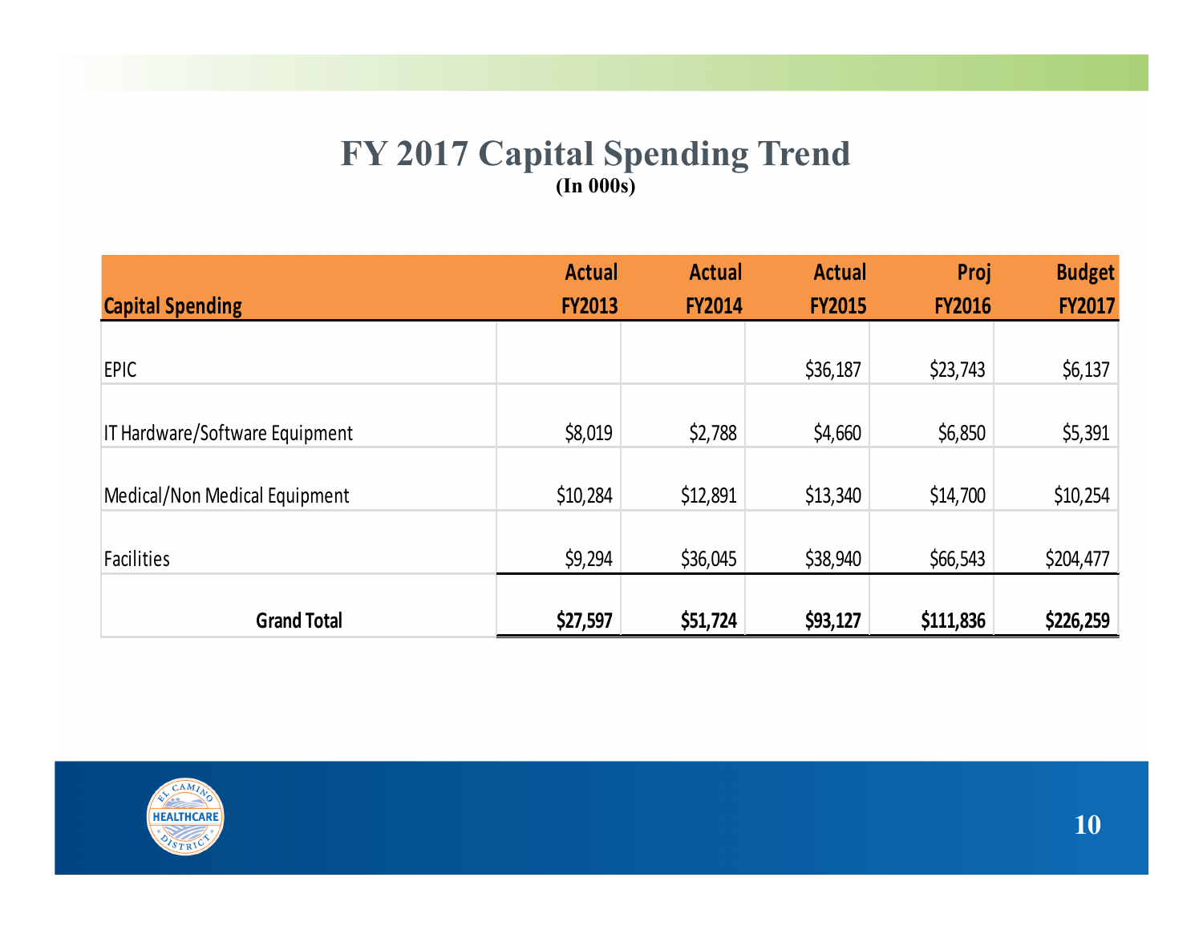# FY 2017 Capital Spending Trend

**(In 000s)**

| Capital Spending | Actual FY2013 | Actual FY2014 | Actual FY2015 | Proj FY2016 | Budget FY2017 |
|---|---|---|---|---|---|
| EPIC | | | $36,187 | $23,743 | $6,137 |
| IT Hardware/Software Equipment | $8,019 | $2,788 | $4,660 | $6,850 | $5,391 |
| Medical/Non Medical Equipment | $10,284 | $12,891 | $13,340 | $14,700 | $10,254 |
| Facilities | $9,294 | $36,045 | $38,940 | $66,543 | $204,477 |
| **Grand Total** | **$27,597** | **$51,724** | **$93,127** | **$111,836** | **$226,259** |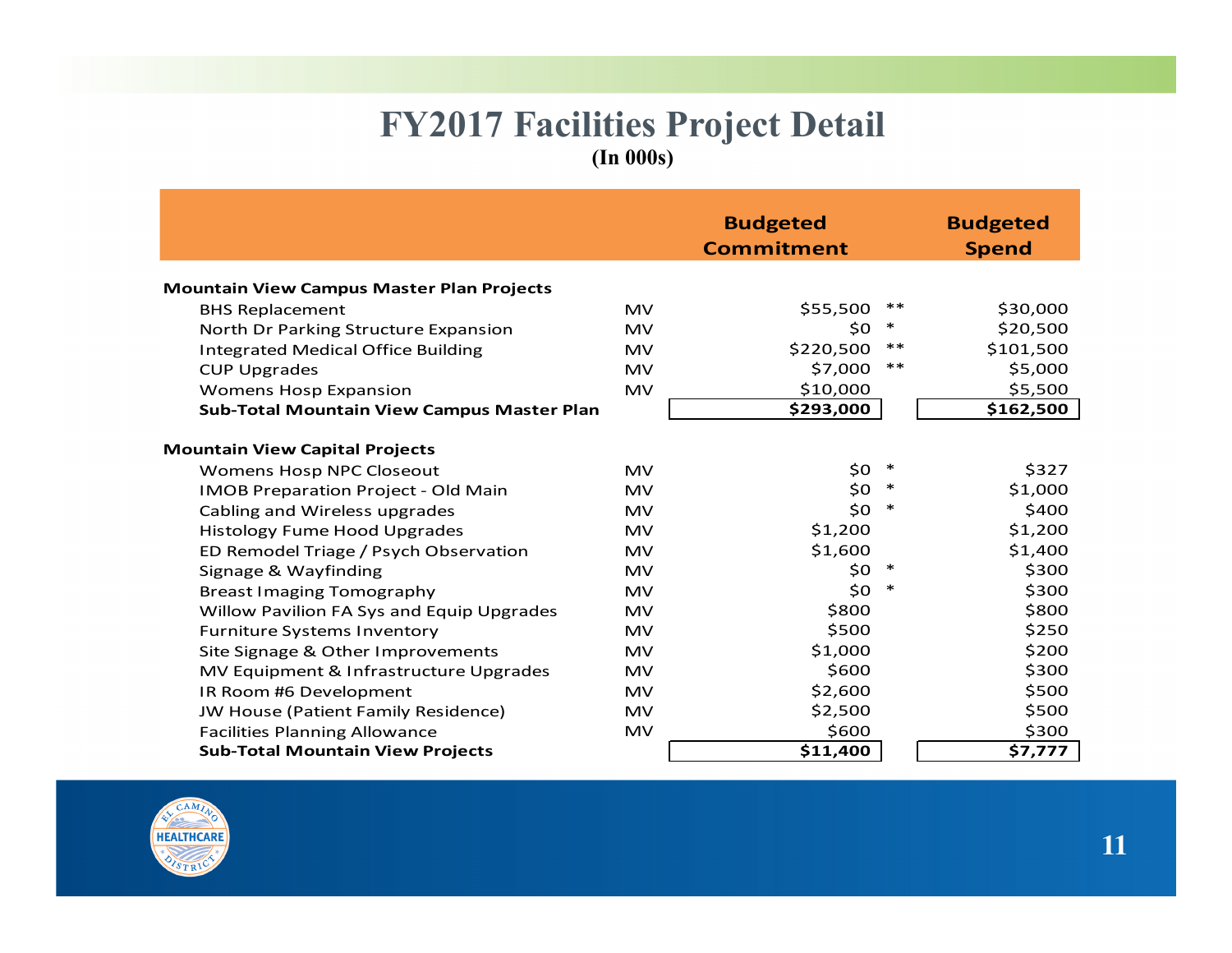# FY2017 Facilities Project Detail

**(In 000s)**

| | | Budgeted Commitment | | Budgeted Spend |
|---|---|---|---|---|
| **Mountain View Campus Master Plan Projects** | | | | |
| BHS Replacement | MV | $55,500 | ** | $30,000 |
| North Dr Parking Structure Expansion | MV | $0 | * | $20,500 |
| Integrated Medical Office Building | MV | $220,500 | ** | $101,500 |
| CUP Upgrades | MV | $7,000 | ** | $5,000 |
| Womens Hosp Expansion | MV | $10,000 | | $5,500 |
| **Sub-Total Mountain View Campus Master Plan** | | **$293,000** | | **$162,500** |
| | | | | |
| **Mountain View Capital Projects** | | | | |
| Womens Hosp NPC Closeout | MV | $0 | * | $327 |
| IMOB Preparation Project - Old Main | MV | $0 | * | $1,000 |
| Cabling and Wireless upgrades | MV | $0 | * | $400 |
| Histology Fume Hood Upgrades | MV | $1,200 | | $1,200 |
| ED Remodel Triage / Psych Observation | MV | $1,600 | | $1,400 |
| Signage & Wayfinding | MV | $0 | * | $300 |
| Breast Imaging Tomography | MV | $0 | * | $300 |
| Willow Pavilion FA Sys and Equip Upgrades | MV | $800 | | $800 |
| Furniture Systems Inventory | MV | $500 | | $250 |
| Site Signage & Other Improvements | MV | $1,000 | | $200 |
| MV Equipment & Infrastructure Upgrades | MV | $600 | | $300 |
| IR Room #6 Development | MV | $2,600 | | $500 |
| JW House (Patient Family Residence) | MV | $2,500 | | $500 |
| Facilities Planning Allowance | MV | $600 | | $300 |
| **Sub-Total Mountain View Projects** | | **$11,400** | | **$7,777** |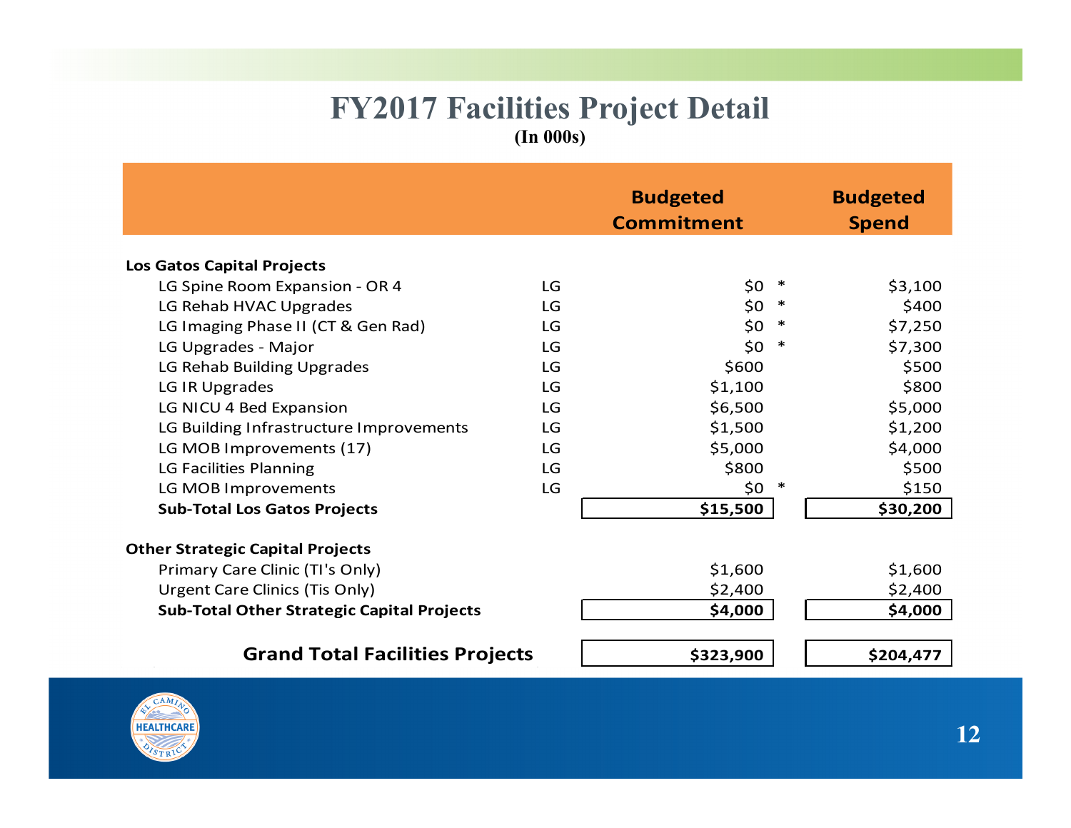# FY2017 Facilities Project Detail

**(In 000s)**

| | | Budgeted Commitment | | Budgeted Spend |
|---|---|---|---|---|
| **Los Gatos Capital Projects** | | | | |
| LG Spine Room Expansion - OR 4 | LG | $0 | * | $3,100 |
| LG Rehab HVAC Upgrades | LG | $0 | * | $400 |
| LG Imaging Phase II (CT & Gen Rad) | LG | $0 | * | $7,250 |
| LG Upgrades - Major | LG | $0 | * | $7,300 |
| LG Rehab Building Upgrades | LG | $600 | | $500 |
| LG IR Upgrades | LG | $1,100 | | $800 |
| LG NICU 4 Bed Expansion | LG | $6,500 | | $5,000 |
| LG Building Infrastructure Improvements | LG | $1,500 | | $1,200 |
| LG MOB Improvements (17) | LG | $5,000 | | $4,000 |
| LG Facilities Planning | LG | $800 | | $500 |
| LG MOB Improvements | LG | $0 | * | $150 |
| **Sub-Total Los Gatos Projects** | | **$15,500** | | **$30,200** |
| **Other Strategic Capital Projects** | | | | |
| Primary Care Clinic (TI's Only) | | $1,600 | | $1,600 |
| Urgent Care Clinics (Tis Only) | | $2,400 | | $2,400 |
| **Sub-Total Other Strategic Capital Projects** | | **$4,000** | | **$4,000** |
| **Grand Total Facilities Projects** | | **$323,900** | | **$204,477** |